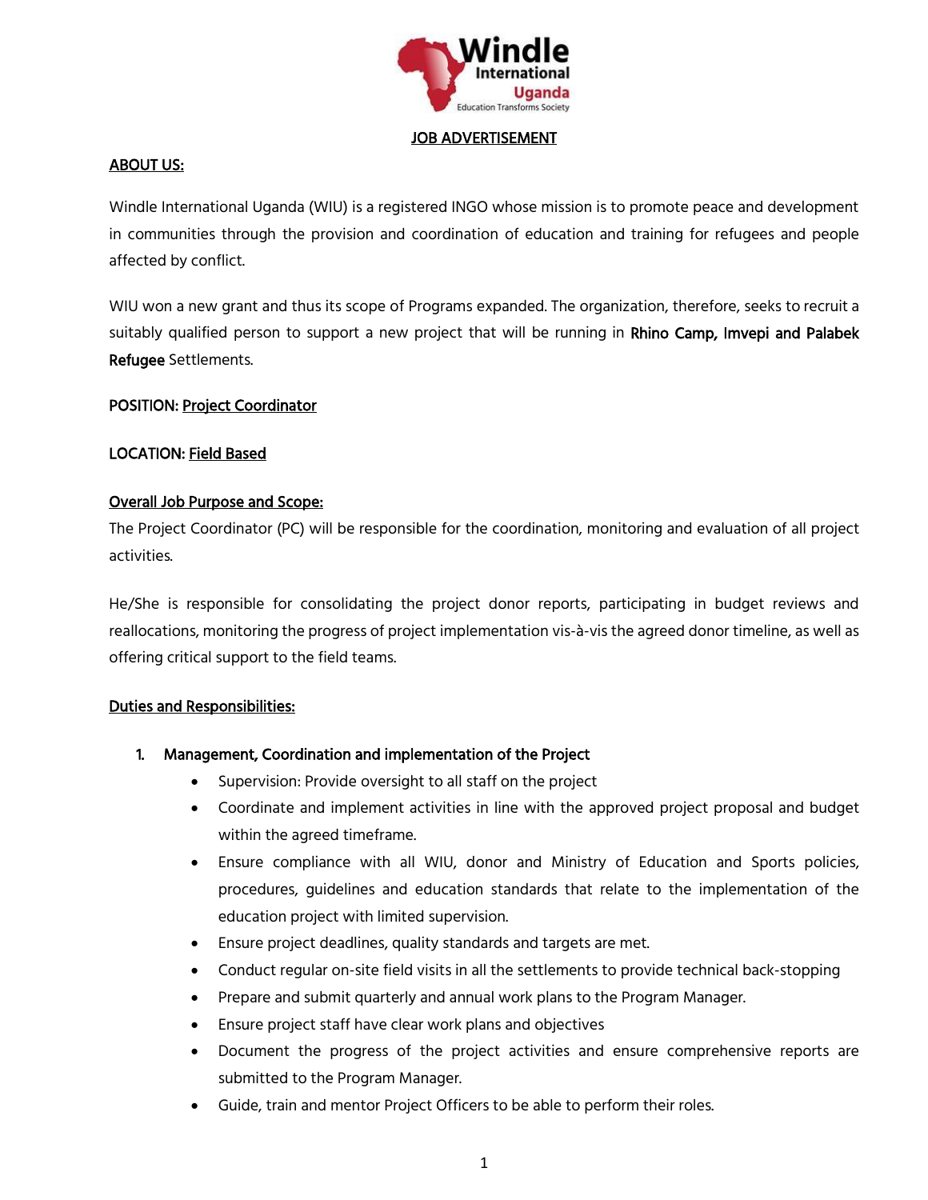Windle International Uganda
Education Transforms Society

# JOB ADVERTISEMENT

## ABOUT US:

Windle International Uganda (WIU) is a registered INGO whose mission is to promote peace and development in communities through the provision and coordination of education and training for refugees and people affected by conflict.

WIU won a new grant and thus its scope of Programs expanded. The organization, therefore, seeks to recruit a suitably qualified person to support a new project that will be running in **Rhino Camp, Imvepi and Palabek Refugee** Settlements.

**POSITION:** **Project Coordinator**

**LOCATION:** **Field Based**

## Overall Job Purpose and Scope:

The Project Coordinator (PC) will be responsible for the coordination, monitoring and evaluation of all project activities.

He/She is responsible for consolidating the project donor reports, participating in budget reviews and reallocations, monitoring the progress of project implementation vis-à-vis the agreed donor timeline, as well as offering critical support to the field teams.

## Duties and Responsibilities:

1. **Management, Coordination and implementation of the Project**
   - Supervision: Provide oversight to all staff on the project
   - Coordinate and implement activities in line with the approved project proposal and budget within the agreed timeframe.
   - Ensure compliance with all WIU, donor and Ministry of Education and Sports policies, procedures, guidelines and education standards that relate to the implementation of the education project with limited supervision.
   - Ensure project deadlines, quality standards and targets are met.
   - Conduct regular on-site field visits in all the settlements to provide technical back-stopping
   - Prepare and submit quarterly and annual work plans to the Program Manager.
   - Ensure project staff have clear work plans and objectives
   - Document the progress of the project activities and ensure comprehensive reports are submitted to the Program Manager.
   - Guide, train and mentor Project Officers to be able to perform their roles.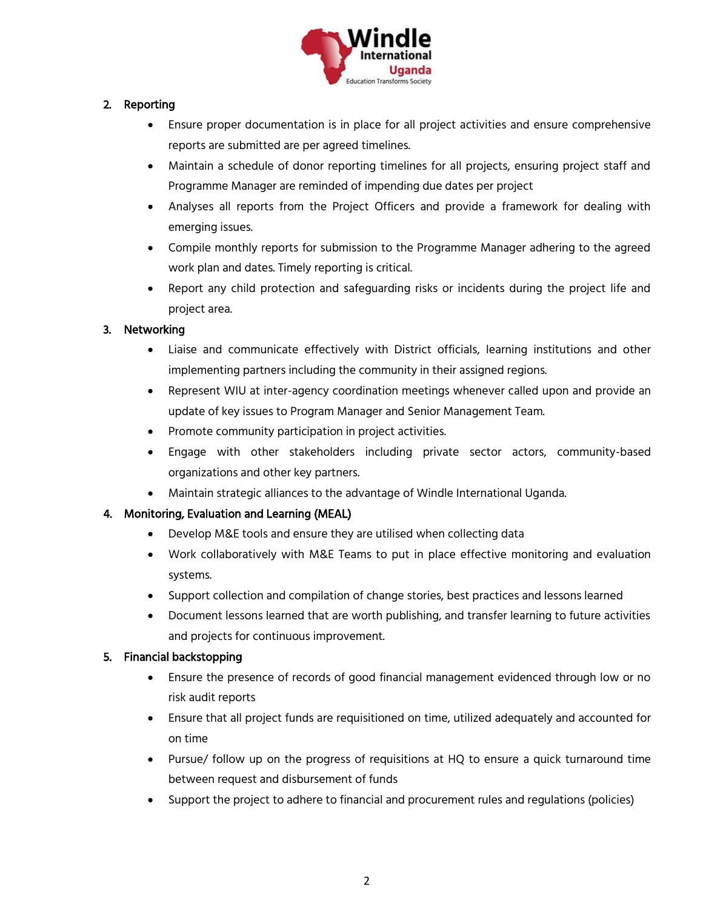2. **Reporting**

    - Ensure proper documentation is in place for all project activities and ensure comprehensive reports are submitted are per agreed timelines.
    - Maintain a schedule of donor reporting timelines for all projects, ensuring project staff and Programme Manager are reminded of impending due dates per project
    - Analyses all reports from the Project Officers and provide a framework for dealing with emerging issues.
    - Compile monthly reports for submission to the Programme Manager adhering to the agreed work plan and dates. Timely reporting is critical.
    - Report any child protection and safeguarding risks or incidents during the project life and project area.

3. **Networking**

    - Liaise and communicate effectively with District officials, learning institutions and other implementing partners including the community in their assigned regions.
    - Represent WIU at inter-agency coordination meetings whenever called upon and provide an update of key issues to Program Manager and Senior Management Team.
    - Promote community participation in project activities.
    - Engage with other stakeholders including private sector actors, community-based organizations and other key partners.
    - Maintain strategic alliances to the advantage of Windle International Uganda.

4. **Monitoring, Evaluation and Learning (MEAL)**

    - Develop M&E tools and ensure they are utilised when collecting data
    - Work collaboratively with M&E Teams to put in place effective monitoring and evaluation systems.
    - Support collection and compilation of change stories, best practices and lessons learned
    - Document lessons learned that are worth publishing, and transfer learning to future activities and projects for continuous improvement.

5. **Financial backstopping**

    - Ensure the presence of records of good financial management evidenced through low or no risk audit reports
    - Ensure that all project funds are requisitioned on time, utilized adequately and accounted for on time
    - Pursue/ follow up on the progress of requisitions at HQ to ensure a quick turnaround time between request and disbursement of funds
    - Support the project to adhere to financial and procurement rules and regulations (policies)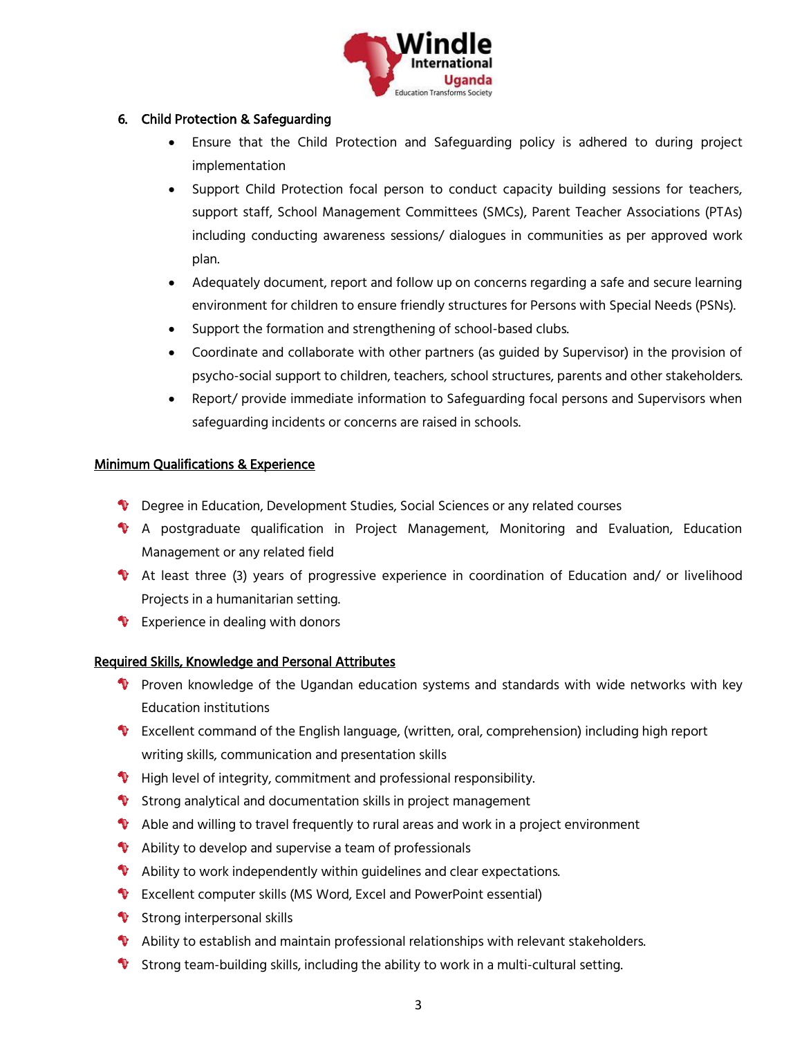6. **Child Protection & Safeguarding**
    - Ensure that the Child Protection and Safeguarding policy is adhered to during project implementation
    - Support Child Protection focal person to conduct capacity building sessions for teachers, support staff, School Management Committees (SMCs), Parent Teacher Associations (PTAs) including conducting awareness sessions/ dialogues in communities as per approved work plan.
    - Adequately document, report and follow up on concerns regarding a safe and secure learning environment for children to ensure friendly structures for Persons with Special Needs (PSNs).
    - Support the formation and strengthening of school-based clubs.
    - Coordinate and collaborate with other partners (as guided by Supervisor) in the provision of psycho-social support to children, teachers, school structures, parents and other stakeholders.
    - Report/ provide immediate information to Safeguarding focal persons and Supervisors when safeguarding incidents or concerns are raised in schools.

<u>**Minimum Qualifications & Experience**</u>

- Degree in Education, Development Studies, Social Sciences or any related courses
- A postgraduate qualification in Project Management, Monitoring and Evaluation, Education Management or any related field
- At least three (3) years of progressive experience in coordination of Education and/ or livelihood Projects in a humanitarian setting.
- Experience in dealing with donors

<u>**Required Skills, Knowledge and Personal Attributes**</u>

- Proven knowledge of the Ugandan education systems and standards with wide networks with key Education institutions
- Excellent command of the English language, (written, oral, comprehension) including high report writing skills, communication and presentation skills
- High level of integrity, commitment and professional responsibility.
- Strong analytical and documentation skills in project management
- Able and willing to travel frequently to rural areas and work in a project environment
- Ability to develop and supervise a team of professionals
- Ability to work independently within guidelines and clear expectations.
- Excellent computer skills (MS Word, Excel and PowerPoint essential)
- Strong interpersonal skills
- Ability to establish and maintain professional relationships with relevant stakeholders.
- Strong team-building skills, including the ability to work in a multi-cultural setting.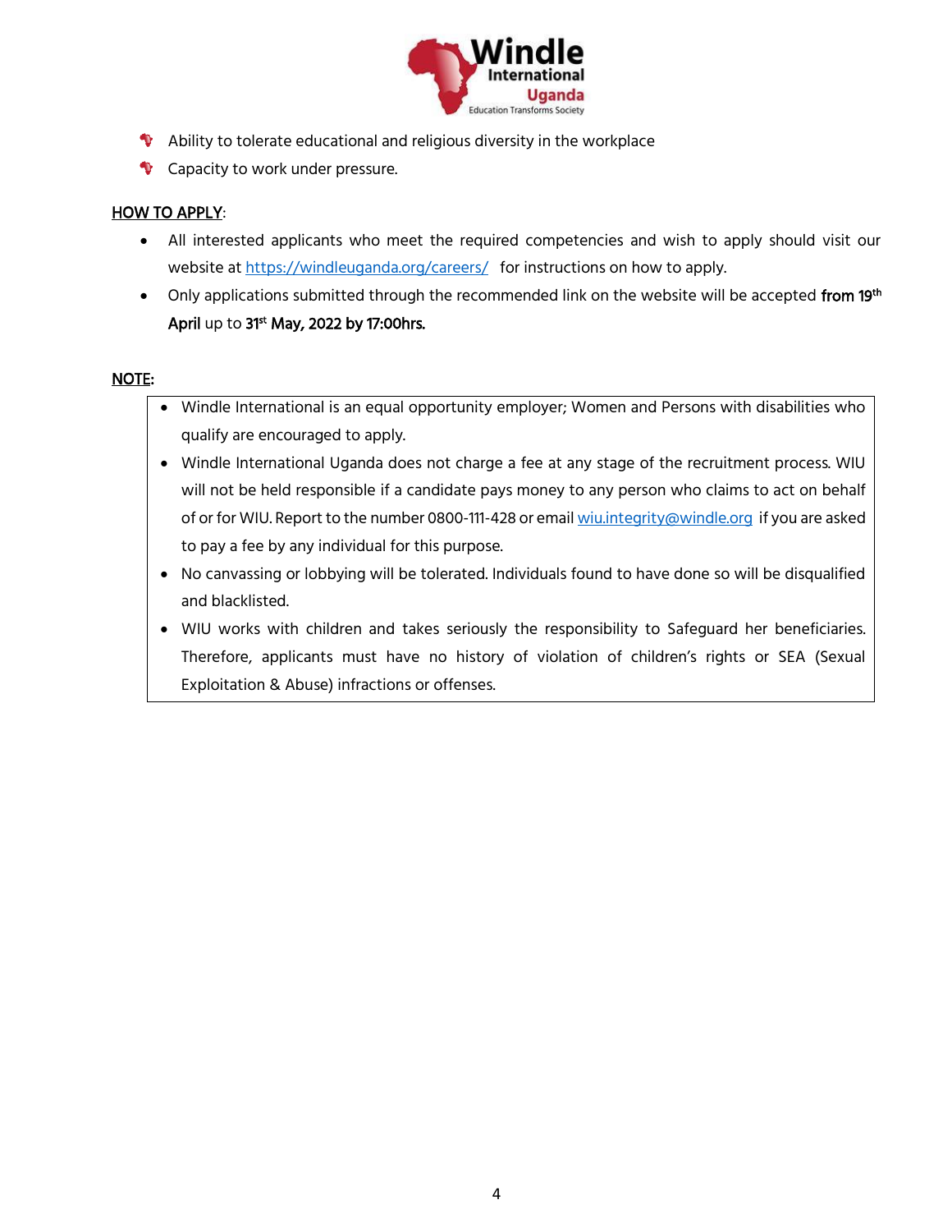- Ability to tolerate educational and religious diversity in the workplace
- Capacity to work under pressure.

**HOW TO APPLY**:

- All interested applicants who meet the required competencies and wish to apply should visit our website at https://windleuganda.org/careers/ for instructions on how to apply.
- Only applications submitted through the recommended link on the website will be accepted **from 19th April** up to **31st May, 2022 by 17:00hrs.**

**NOTE:**

- Windle International is an equal opportunity employer; Women and Persons with disabilities who qualify are encouraged to apply.
- Windle International Uganda does not charge a fee at any stage of the recruitment process. WIU will not be held responsible if a candidate pays money to any person who claims to act on behalf of or for WIU. Report to the number 0800-111-428 or email wiu.integrity@windle.org if you are asked to pay a fee by any individual for this purpose.
- No canvassing or lobbying will be tolerated. Individuals found to have done so will be disqualified and blacklisted.
- WIU works with children and takes seriously the responsibility to Safeguard her beneficiaries. Therefore, applicants must have no history of violation of children's rights or SEA (Sexual Exploitation & Abuse) infractions or offenses.